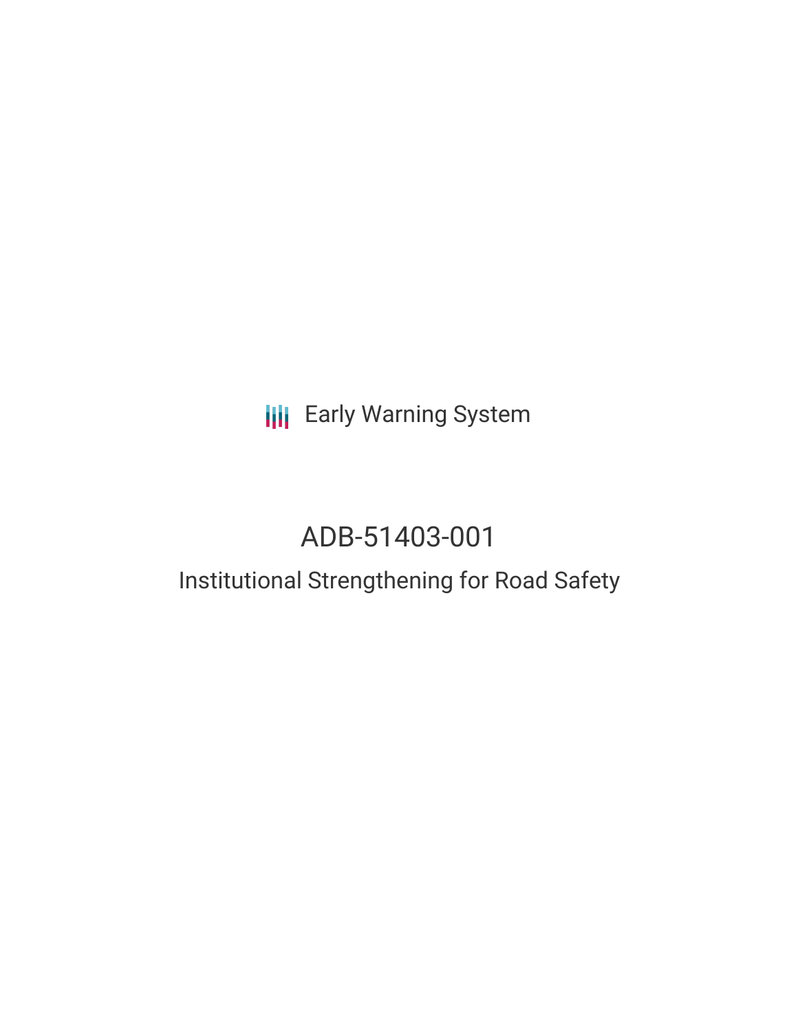Early Warning System

# ADB-51403-001

## Institutional Strengthening for Road Safety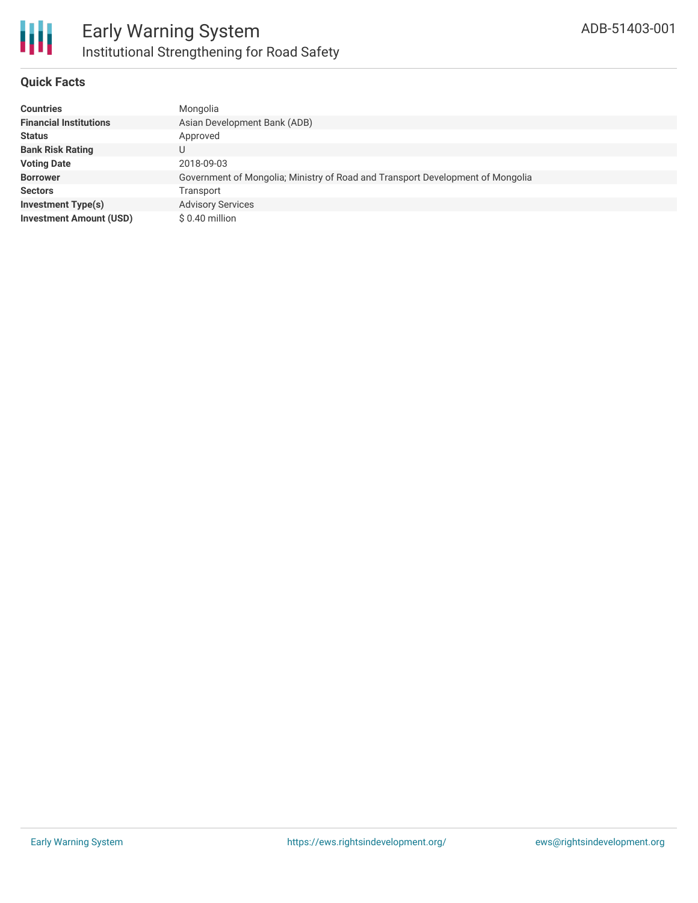## Quick Facts

| | |
|---|---|
| **Countries** | Mongolia |
| **Financial Institutions** | Asian Development Bank (ADB) |
| **Status** | Approved |
| **Bank Risk Rating** | U |
| **Voting Date** | 2018-09-03 |
| **Borrower** | Government of Mongolia; Ministry of Road and Transport Development of Mongolia |
| **Sectors** | Transport |
| **Investment Type(s)** | Advisory Services |
| **Investment Amount (USD)** | $ 0.40 million |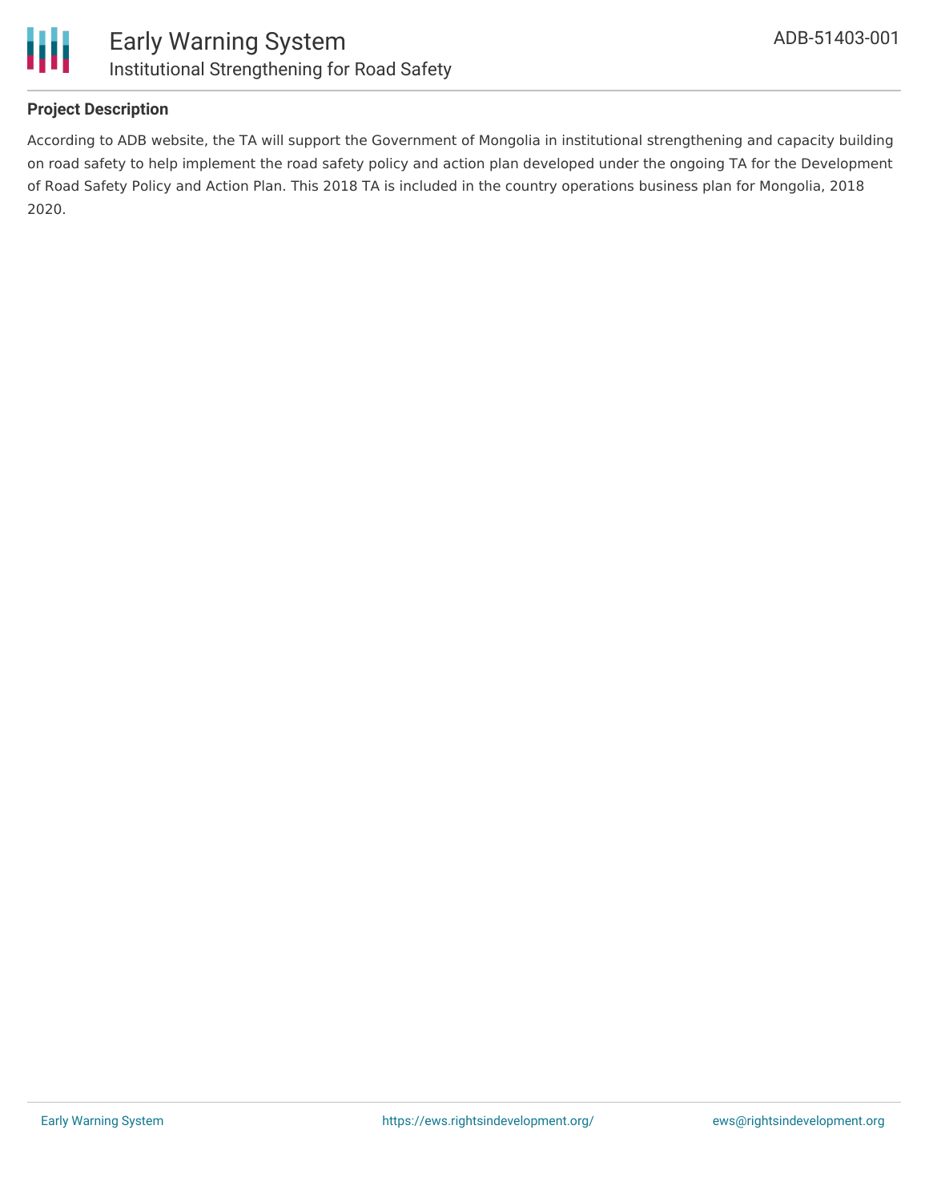## Project Description

According to ADB website, the TA will support the Government of Mongolia in institutional strengthening and capacity building on road safety to help implement the road safety policy and action plan developed under the ongoing TA for the Development of Road Safety Policy and Action Plan. This 2018 TA is included in the country operations business plan for Mongolia, 2018 2020.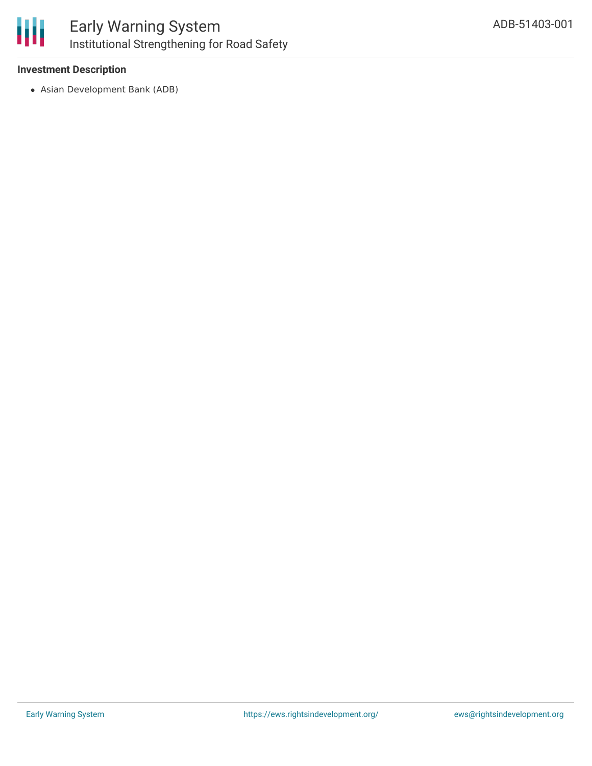**Investment Description**

- Asian Development Bank (ADB)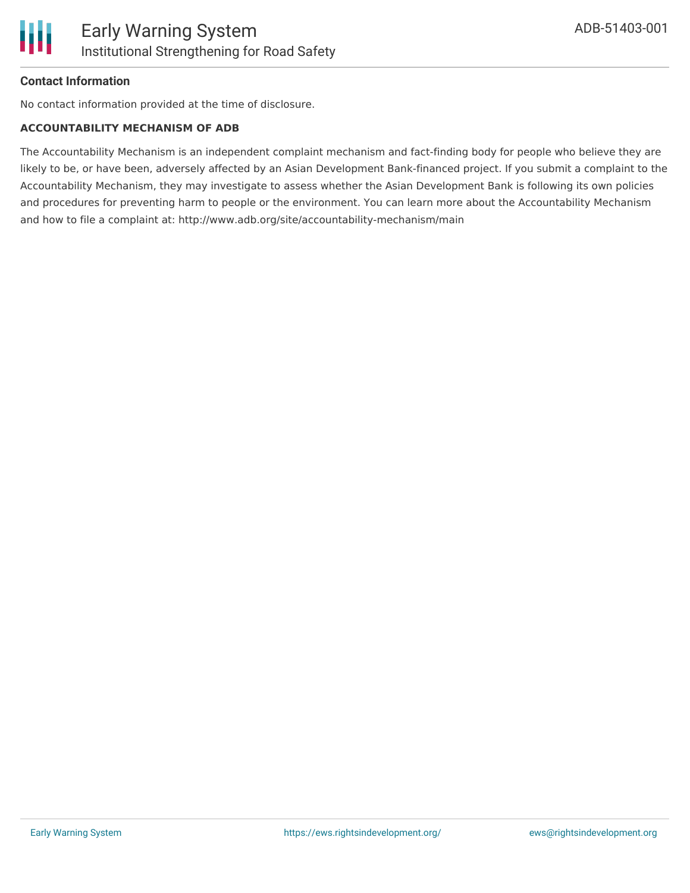### Contact Information

No contact information provided at the time of disclosure.

**ACCOUNTABILITY MECHANISM OF ADB**

The Accountability Mechanism is an independent complaint mechanism and fact-finding body for people who believe they are likely to be, or have been, adversely affected by an Asian Development Bank-financed project. If you submit a complaint to the Accountability Mechanism, they may investigate to assess whether the Asian Development Bank is following its own policies and procedures for preventing harm to people or the environment. You can learn more about the Accountability Mechanism and how to file a complaint at: http://www.adb.org/site/accountability-mechanism/main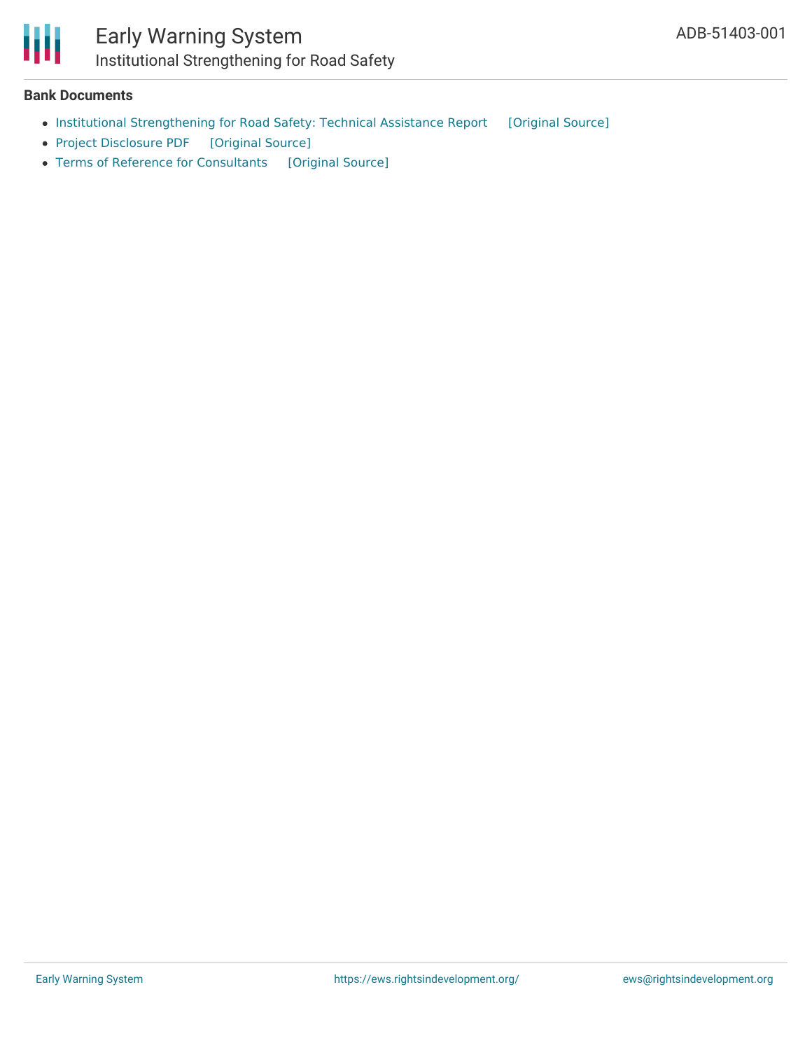## Bank Documents

- Institutional Strengthening for Road Safety: Technical Assistance Report [Original Source]
- Project Disclosure PDF [Original Source]
- Terms of Reference for Consultants [Original Source]